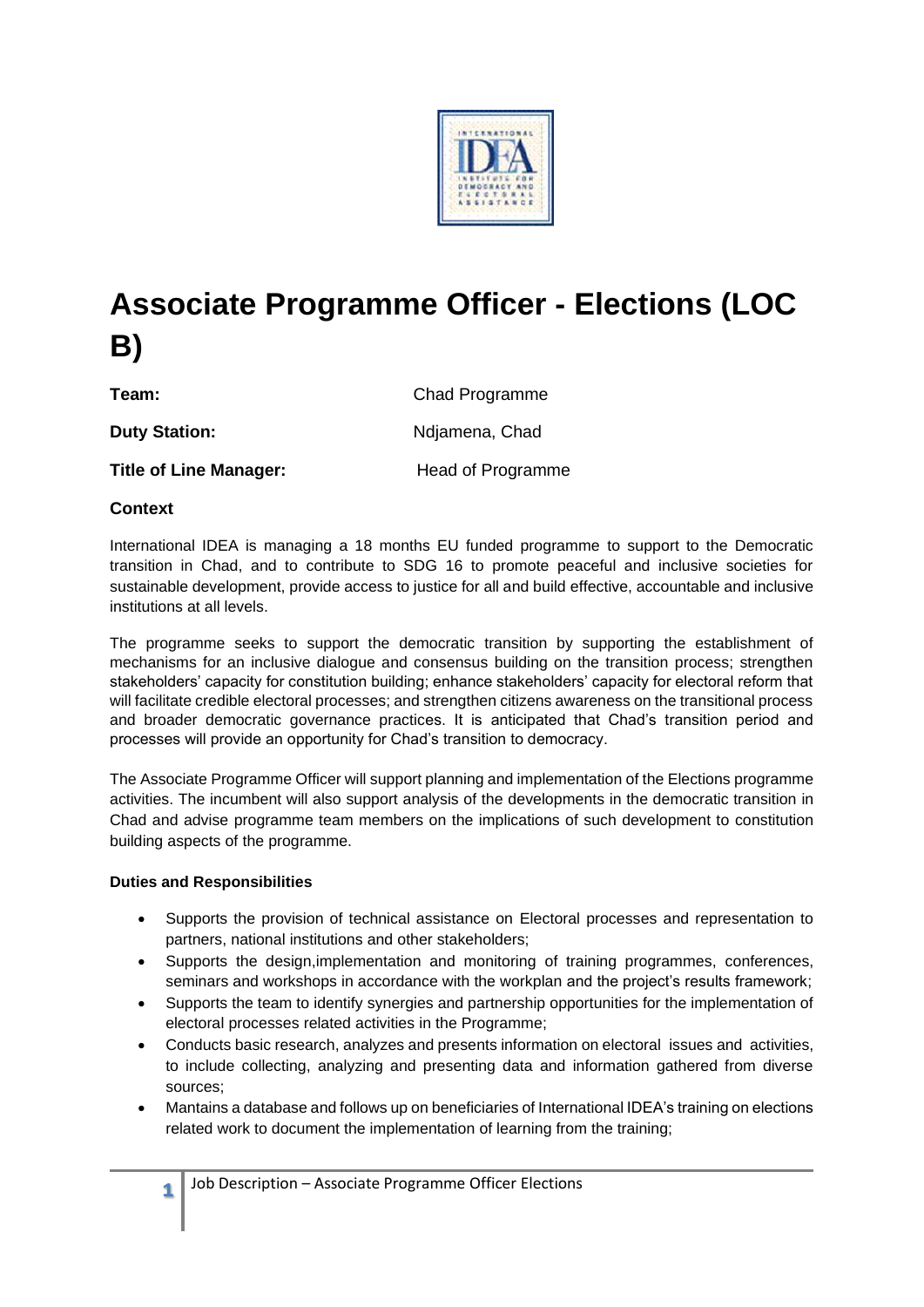# Associate Programme Officer - Elections (LOC B)

**Team:** Chad Programme

**Duty Station:** Ndjamena, Chad

**Title of Line Manager:** Head of Programme

### Context

International IDEA is managing a 18 months EU funded programme to support to the Democratic transition in Chad, and to contribute to SDG 16 to promote peaceful and inclusive societies for sustainable development, provide access to justice for all and build effective, accountable and inclusive institutions at all levels.

The programme seeks to support the democratic transition by supporting the establishment of mechanisms for an inclusive dialogue and consensus building on the transition process; strengthen stakeholders' capacity for constitution building; enhance stakeholders' capacity for electoral reform that will facilitate credible electoral processes; and strengthen citizens awareness on the transitional process and broader democratic governance practices. It is anticipated that Chad's transition period and processes will provide an opportunity for Chad's transition to democracy.

The Associate Programme Officer will support planning and implementation of the Elections programme activities. The incumbent will also support analysis of the developments in the democratic transition in Chad and advise programme team members on the implications of such development to constitution building aspects of the programme.

#### Duties and Responsibilities

- Supports the provision of technical assistance on Electoral processes and representation to partners, national institutions and other stakeholders;
- Supports the design,implementation and monitoring of training programmes, conferences, seminars and workshops in accordance with the workplan and the project's results framework;
- Supports the team to identify synergies and partnership opportunities for the implementation of electoral processes related activities in the Programme;
- Conducts basic research, analyzes and presents information on electoral issues and activities, to include collecting, analyzing and presenting data and information gathered from diverse sources;
- Mantains a database and follows up on beneficiaries of International IDEA's training on elections related work to document the implementation of learning from the training;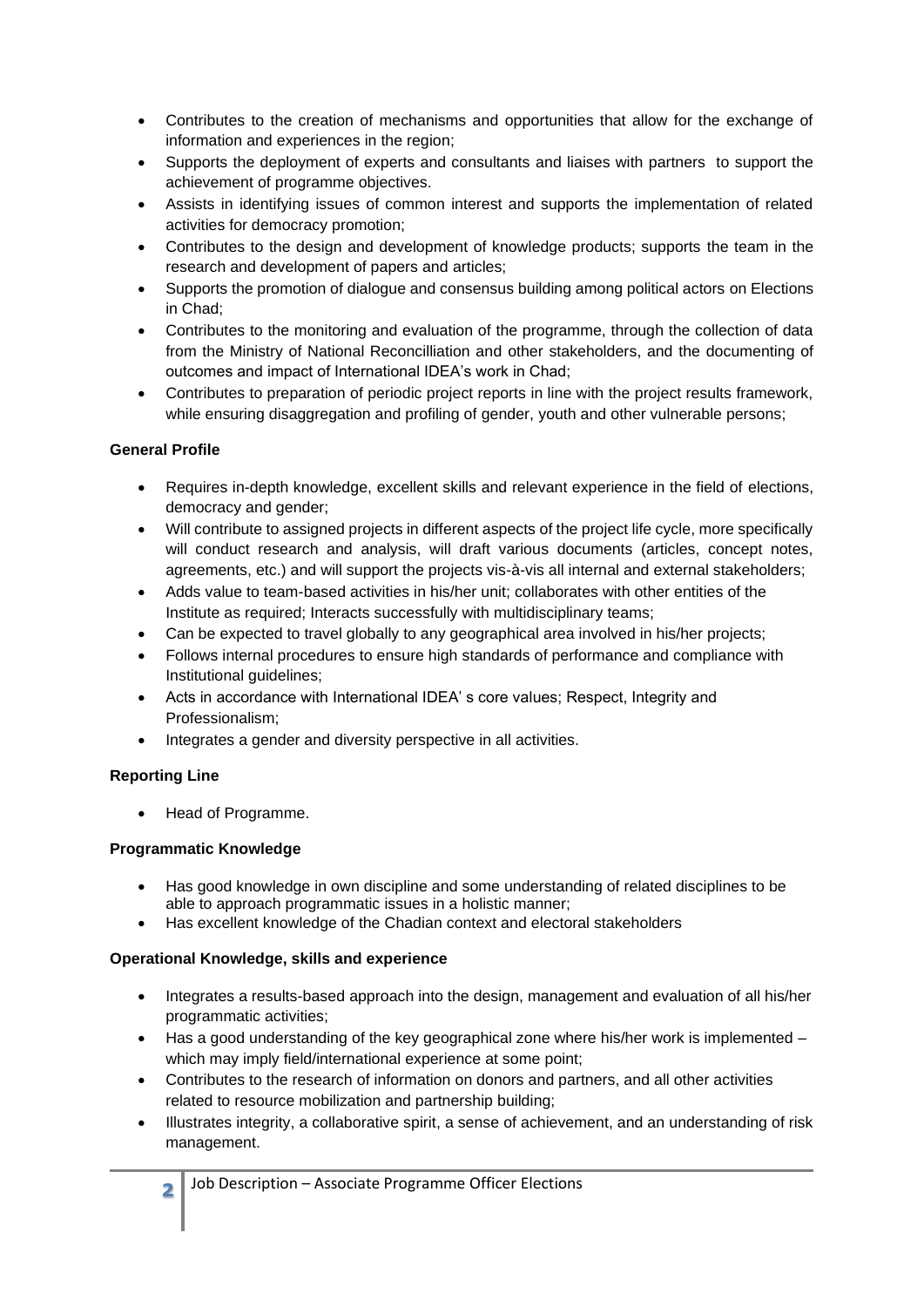- Contributes to the creation of mechanisms and opportunities that allow for the exchange of information and experiences in the region;
- Supports the deployment of experts and consultants and liaises with partners to support the achievement of programme objectives.
- Assists in identifying issues of common interest and supports the implementation of related activities for democracy promotion;
- Contributes to the design and development of knowledge products; supports the team in the research and development of papers and articles;
- Supports the promotion of dialogue and consensus building among political actors on Elections in Chad;
- Contributes to the monitoring and evaluation of the programme, through the collection of data from the Ministry of National Reconcilliation and other stakeholders, and the documenting of outcomes and impact of International IDEA's work in Chad;
- Contributes to preparation of periodic project reports in line with the project results framework, while ensuring disaggregation and profiling of gender, youth and other vulnerable persons;

**General Profile**

- Requires in-depth knowledge, excellent skills and relevant experience in the field of elections, democracy and gender;
- Will contribute to assigned projects in different aspects of the project life cycle, more specifically will conduct research and analysis, will draft various documents (articles, concept notes, agreements, etc.) and will support the projects vis-à-vis all internal and external stakeholders;
- Adds value to team-based activities in his/her unit; collaborates with other entities of the Institute as required; Interacts successfully with multidisciplinary teams;
- Can be expected to travel globally to any geographical area involved in his/her projects;
- Follows internal procedures to ensure high standards of performance and compliance with Institutional guidelines;
- Acts in accordance with International IDEA' s core values; Respect, Integrity and Professionalism;
- Integrates a gender and diversity perspective in all activities.

**Reporting Line**

- Head of Programme.

**Programmatic Knowledge**

- Has good knowledge in own discipline and some understanding of related disciplines to be able to approach programmatic issues in a holistic manner;
- Has excellent knowledge of the Chadian context and electoral stakeholders

**Operational Knowledge, skills and experience**

- Integrates a results-based approach into the design, management and evaluation of all his/her programmatic activities;
- Has a good understanding of the key geographical zone where his/her work is implemented – which may imply field/international experience at some point;
- Contributes to the research of information on donors and partners, and all other activities related to resource mobilization and partnership building;
- Illustrates integrity, a collaborative spirit, a sense of achievement, and an understanding of risk management.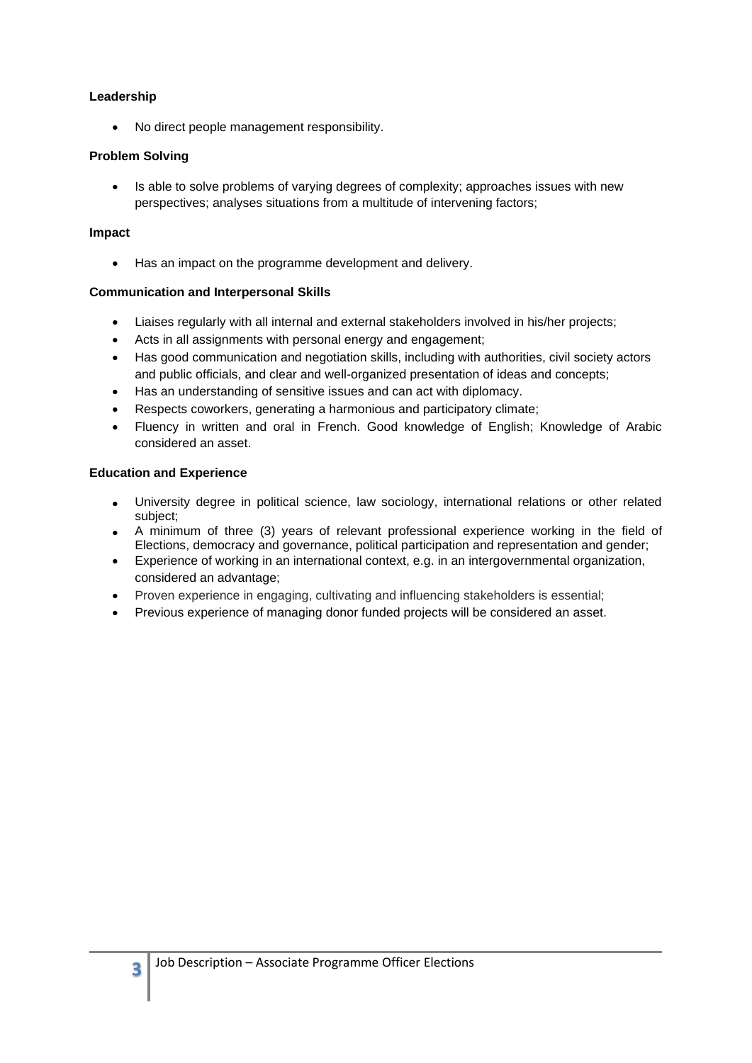**Leadership**

- No direct people management responsibility.

**Problem Solving**

- Is able to solve problems of varying degrees of complexity; approaches issues with new perspectives; analyses situations from a multitude of intervening factors;

**Impact**

- Has an impact on the programme development and delivery.

**Communication and Interpersonal Skills**

- Liaises regularly with all internal and external stakeholders involved in his/her projects;
- Acts in all assignments with personal energy and engagement;
- Has good communication and negotiation skills, including with authorities, civil society actors and public officials, and clear and well-organized presentation of ideas and concepts;
- Has an understanding of sensitive issues and can act with diplomacy.
- Respects coworkers, generating a harmonious and participatory climate;
- Fluency in written and oral in French. Good knowledge of English; Knowledge of Arabic considered an asset.

**Education and Experience**

- University degree in political science, law sociology, international relations or other related subject;
- A minimum of three (3) years of relevant professional experience working in the field of Elections, democracy and governance, political participation and representation and gender;
- Experience of working in an international context, e.g. in an intergovernmental organization, considered an advantage;
- Proven experience in engaging, cultivating and influencing stakeholders is essential;
- Previous experience of managing donor funded projects will be considered an asset.